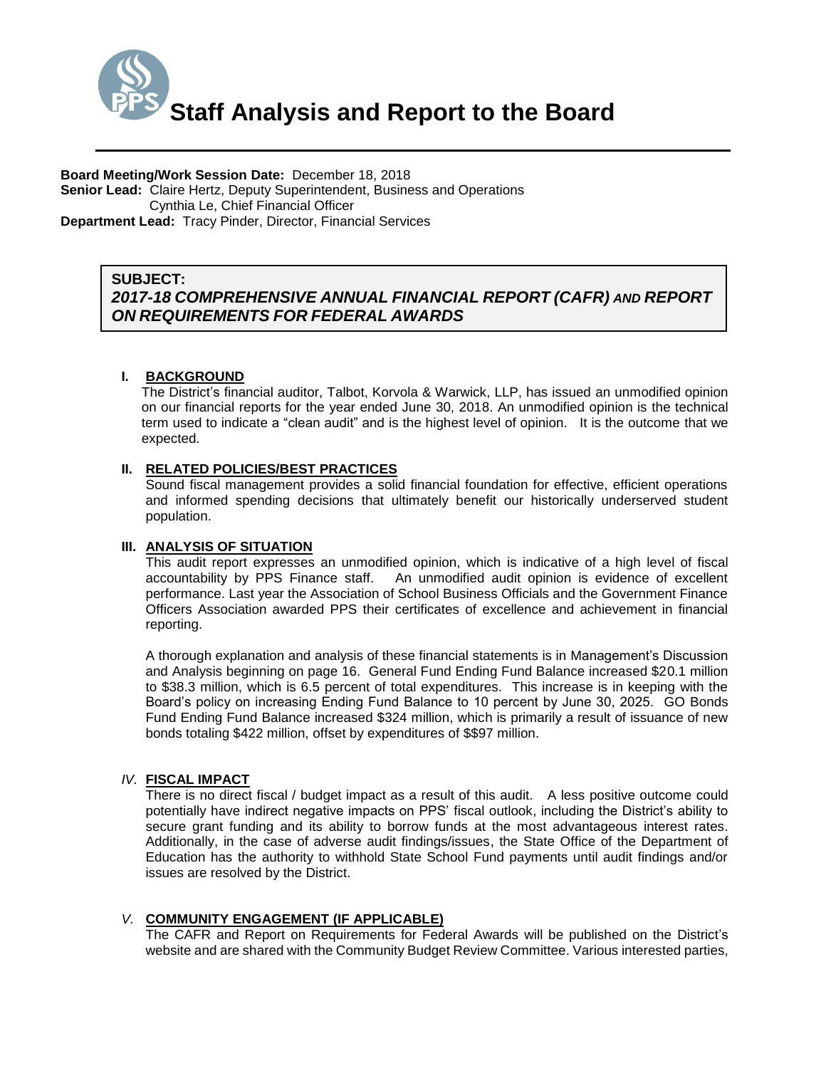# Staff Analysis and Report to the Board

**Board Meeting/Work Session Date:** December 18, 2018
**Senior Lead:** Claire Hertz, Deputy Superintendent, Business and Operations
Cynthia Le, Chief Financial Officer
**Department Lead:** Tracy Pinder, Director, Financial Services

**SUBJECT:**
***2017-18 COMPREHENSIVE ANNUAL FINANCIAL REPORT (CAFR) AND REPORT ON REQUIREMENTS FOR FEDERAL AWARDS***

## I. BACKGROUND

The District's financial auditor, Talbot, Korvola & Warwick, LLP, has issued an unmodified opinion on our financial reports for the year ended June 30, 2018. An unmodified opinion is the technical term used to indicate a "clean audit" and is the highest level of opinion. It is the outcome that we expected.

## II. RELATED POLICIES/BEST PRACTICES

Sound fiscal management provides a solid financial foundation for effective, efficient operations and informed spending decisions that ultimately benefit our historically underserved student population.

## III. ANALYSIS OF SITUATION

This audit report expresses an unmodified opinion, which is indicative of a high level of fiscal accountability by PPS Finance staff. An unmodified audit opinion is evidence of excellent performance. Last year the Association of School Business Officials and the Government Finance Officers Association awarded PPS their certificates of excellence and achievement in financial reporting.

A thorough explanation and analysis of these financial statements is in Management's Discussion and Analysis beginning on page 16. General Fund Ending Fund Balance increased $20.1 million to $38.3 million, which is 6.5 percent of total expenditures. This increase is in keeping with the Board's policy on increasing Ending Fund Balance to 10 percent by June 30, 2025. GO Bonds Fund Ending Fund Balance increased $324 million, which is primarily a result of issuance of new bonds totaling $422 million, offset by expenditures of $$97 million.

## *IV.* FISCAL IMPACT

There is no direct fiscal / budget impact as a result of this audit. A less positive outcome could potentially have indirect negative impacts on PPS' fiscal outlook, including the District's ability to secure grant funding and its ability to borrow funds at the most advantageous interest rates. Additionally, in the case of adverse audit findings/issues, the State Office of the Department of Education has the authority to withhold State School Fund payments until audit findings and/or issues are resolved by the District.

## *V.* COMMUNITY ENGAGEMENT (IF APPLICABLE)

The CAFR and Report on Requirements for Federal Awards will be published on the District's website and are shared with the Community Budget Review Committee. Various interested parties,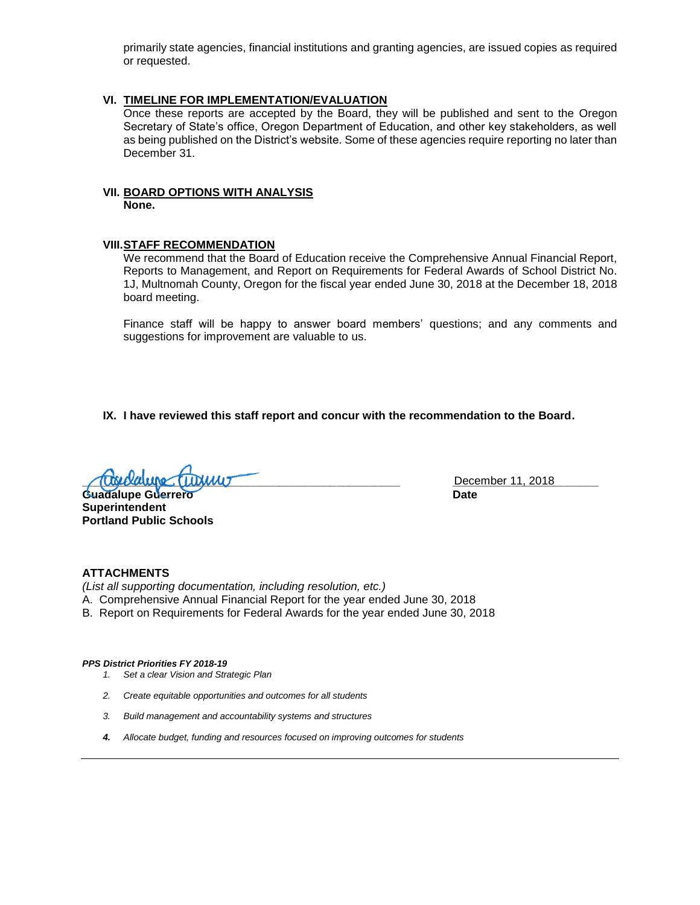primarily state agencies, financial institutions and granting agencies, are issued copies as required or requested.

## VI. TIMELINE FOR IMPLEMENTATION/EVALUATION

Once these reports are accepted by the Board, they will be published and sent to the Oregon Secretary of State's office, Oregon Department of Education, and other key stakeholders, as well as being published on the District's website. Some of these agencies require reporting no later than December 31.

## VII. BOARD OPTIONS WITH ANALYSIS

**None.**

## VIII. STAFF RECOMMENDATION

We recommend that the Board of Education receive the Comprehensive Annual Financial Report, Reports to Management, and Report on Requirements for Federal Awards of School District No. 1J, Multnomah County, Oregon for the fiscal year ended June 30, 2018 at the December 18, 2018 board meeting.

Finance staff will be happy to answer board members' questions; and any comments and suggestions for improvement are valuable to us.

## IX. I have reviewed this staff report and concur with the recommendation to the Board.

**Guadalupe Guerrero**
**Superintendent**
**Portland Public Schools**

December 11, 2018
**Date**

### ATTACHMENTS

*(List all supporting documentation, including resolution, etc.)*

A. Comprehensive Annual Financial Report for the year ended June 30, 2018
B. Report on Requirements for Federal Awards for the year ended June 30, 2018

***PPS District Priorities FY 2018-19***

1. *Set a clear Vision and Strategic Plan*
2. *Create equitable opportunities and outcomes for all students*
3. *Build management and accountability systems and structures*
4. *Allocate budget, funding and resources focused on improving outcomes for students*